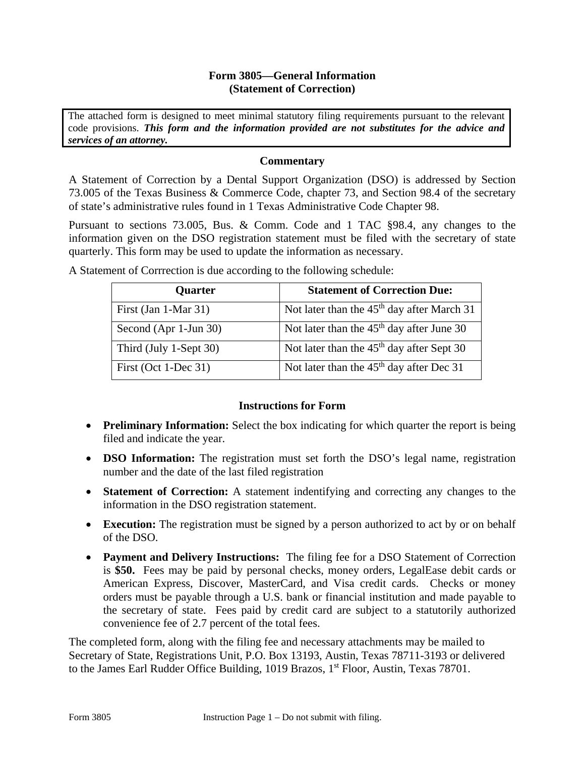# Form 3805—General Information
## (Statement of Correction)

The attached form is designed to meet minimal statutory filing requirements pursuant to the relevant code provisions. ***This form and the information provided are not substitutes for the advice and services of an attorney.***

### Commentary

A Statement of Correction by a Dental Support Organization (DSO) is addressed by Section 73.005 of the Texas Business & Commerce Code, chapter 73, and Section 98.4 of the secretary of state's administrative rules found in 1 Texas Administrative Code Chapter 98.

Pursuant to sections 73.005, Bus. & Comm. Code and 1 TAC §98.4, any changes to the information given on the DSO registration statement must be filed with the secretary of state quarterly. This form may be used to update the information as necessary.

A Statement of Corrrection is due according to the following schedule:

| Quarter | Statement of Correction Due: |
|---|---|
| First (Jan 1-Mar 31) | Not later than the 45th day after March 31 |
| Second (Apr 1-Jun 30) | Not later than the 45th day after June 30 |
| Third (July 1-Sept 30) | Not later than the 45th day after Sept 30 |
| First (Oct 1-Dec 31) | Not later than the 45th day after Dec 31 |

### Instructions for Form

- **Preliminary Information:** Select the box indicating for which quarter the report is being filed and indicate the year.
- **DSO Information:** The registration must set forth the DSO's legal name, registration number and the date of the last filed registration
- **Statement of Correction:** A statement indentifying and correcting any changes to the information in the DSO registration statement.
- **Execution:** The registration must be signed by a person authorized to act by or on behalf of the DSO.
- **Payment and Delivery Instructions:** The filing fee for a DSO Statement of Correction is **$50.** Fees may be paid by personal checks, money orders, LegalEase debit cards or American Express, Discover, MasterCard, and Visa credit cards. Checks or money orders must be payable through a U.S. bank or financial institution and made payable to the secretary of state. Fees paid by credit card are subject to a statutorily authorized convenience fee of 2.7 percent of the total fees.

The completed form, along with the filing fee and necessary attachments may be mailed to Secretary of State, Registrations Unit, P.O. Box 13193, Austin, Texas 78711-3193 or delivered to the James Earl Rudder Office Building, 1019 Brazos, 1st Floor, Austin, Texas 78701.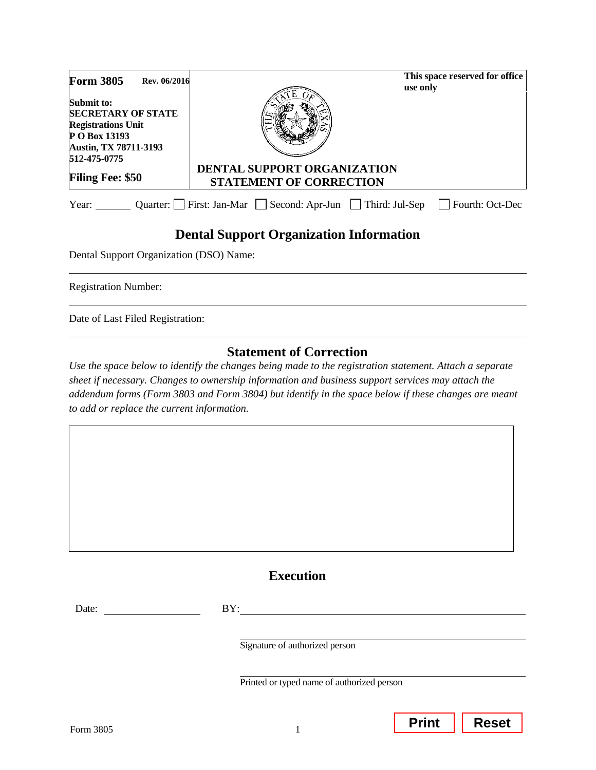| **Form 3805** Rev. 06/2016<br><br>**Submit to:**<br>**SECRETARY OF STATE**<br>**Registrations Unit**<br>**P O Box 13193**<br>**Austin, TX 78711-3193**<br>**512-475-0775**<br><br>**Filing Fee: $50** | **DENTAL SUPPORT ORGANIZATION STATEMENT OF CORRECTION** | **This space reserved for office use only** |
|---|---|---|

Year: _______ Quarter: ☐ First: Jan-Mar ☐ Second: Apr-Jun ☐ Third: Jul-Sep ☐ Fourth: Oct-Dec

## Dental Support Organization Information

Dental Support Organization (DSO) Name:

Registration Number:

Date of Last Filed Registration:

## Statement of Correction

*Use the space below to identify the changes being made to the registration statement. Attach a separate sheet if necessary. Changes to ownership information and business support services may attach the addendum forms (Form 3803 and Form 3804) but identify in the space below if these changes are meant to add or replace the current information.*

## Execution

Date: ____________ BY: ______________________________

Signature of authorized person

Printed or typed name of authorized person

Print Reset